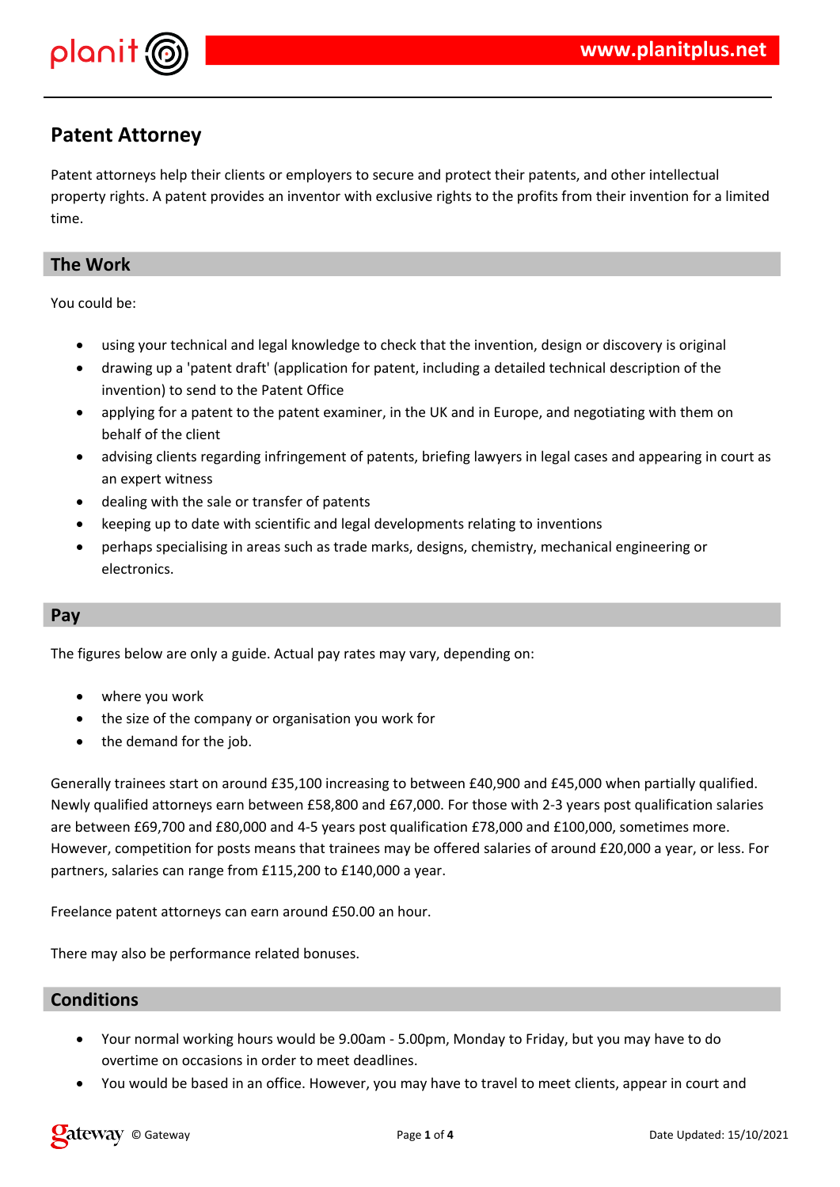# Patent Attorney

Patent attorneys help their clients or employers to secure and protect their patents, and other intellectual property rights. A patent provides an inventor with exclusive rights to the profits from their invention for a limited time.

## The Work

You could be:

- using your technical and legal knowledge to check that the invention, design or discovery is original
- drawing up a 'patent draft' (application for patent, including a detailed technical description of the invention) to send to the Patent Office
- applying for a patent to the patent examiner, in the UK and in Europe, and negotiating with them on behalf of the client
- advising clients regarding infringement of patents, briefing lawyers in legal cases and appearing in court as an expert witness
- dealing with the sale or transfer of patents
- keeping up to date with scientific and legal developments relating to inventions
- perhaps specialising in areas such as trade marks, designs, chemistry, mechanical engineering or electronics.

## Pay

The figures below are only a guide. Actual pay rates may vary, depending on:

- where you work
- the size of the company or organisation you work for
- the demand for the job.

Generally trainees start on around £35,100 increasing to between £40,900 and £45,000 when partially qualified. Newly qualified attorneys earn between £58,800 and £67,000. For those with 2-3 years post qualification salaries are between £69,700 and £80,000 and 4-5 years post qualification £78,000 and £100,000, sometimes more. However, competition for posts means that trainees may be offered salaries of around £20,000 a year, or less. For partners, salaries can range from £115,200 to £140,000 a year.

Freelance patent attorneys can earn around £50.00 an hour.

There may also be performance related bonuses.

## Conditions

- Your normal working hours would be 9.00am - 5.00pm, Monday to Friday, but you may have to do overtime on occasions in order to meet deadlines.
- You would be based in an office. However, you may have to travel to meet clients, appear in court and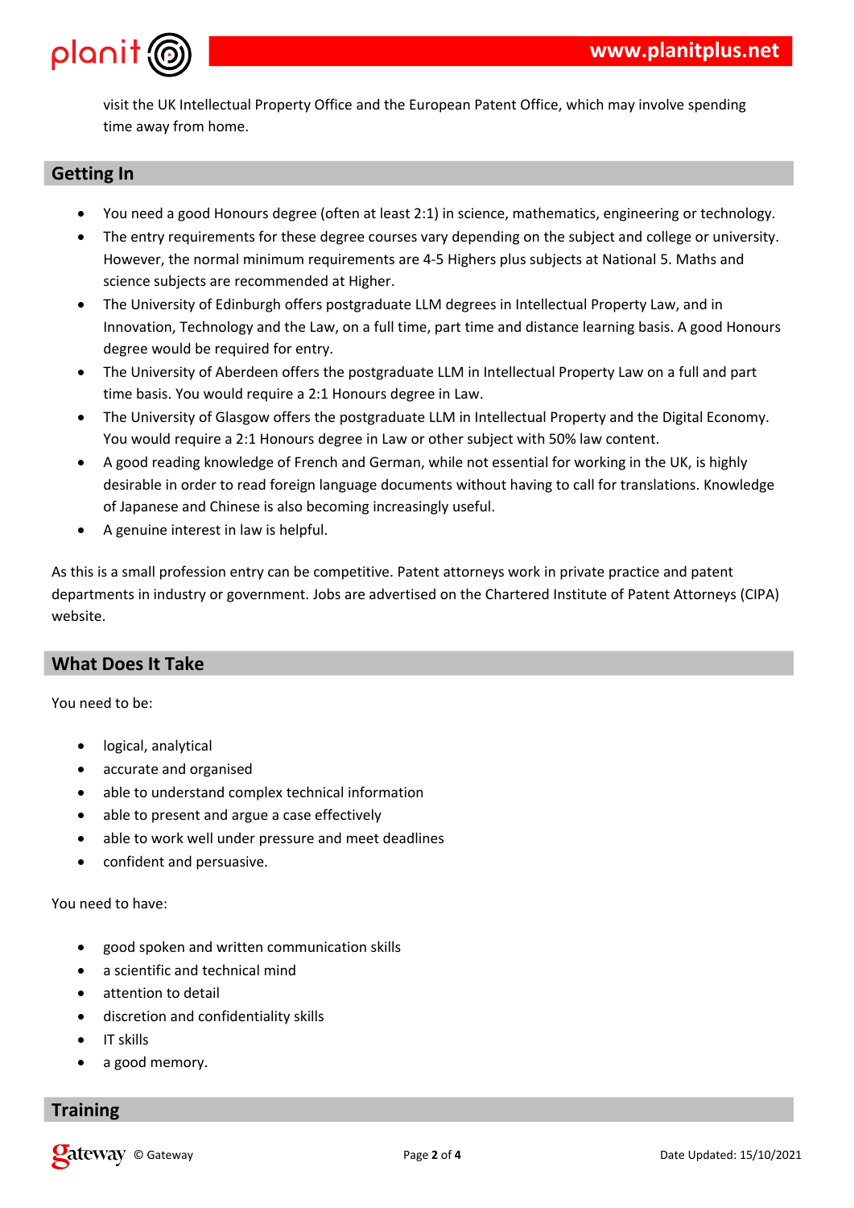visit the UK Intellectual Property Office and the European Patent Office, which may involve spending time away from home.

## Getting In

- You need a good Honours degree (often at least 2:1) in science, mathematics, engineering or technology.
- The entry requirements for these degree courses vary depending on the subject and college or university. However, the normal minimum requirements are 4-5 Highers plus subjects at National 5. Maths and science subjects are recommended at Higher.
- The University of Edinburgh offers postgraduate LLM degrees in Intellectual Property Law, and in Innovation, Technology and the Law, on a full time, part time and distance learning basis. A good Honours degree would be required for entry.
- The University of Aberdeen offers the postgraduate LLM in Intellectual Property Law on a full and part time basis. You would require a 2:1 Honours degree in Law.
- The University of Glasgow offers the postgraduate LLM in Intellectual Property and the Digital Economy. You would require a 2:1 Honours degree in Law or other subject with 50% law content.
- A good reading knowledge of French and German, while not essential for working in the UK, is highly desirable in order to read foreign language documents without having to call for translations. Knowledge of Japanese and Chinese is also becoming increasingly useful.
- A genuine interest in law is helpful.

As this is a small profession entry can be competitive. Patent attorneys work in private practice and patent departments in industry or government. Jobs are advertised on the Chartered Institute of Patent Attorneys (CIPA) website.

## What Does It Take

You need to be:

- logical, analytical
- accurate and organised
- able to understand complex technical information
- able to present and argue a case effectively
- able to work well under pressure and meet deadlines
- confident and persuasive.

You need to have:

- good spoken and written communication skills
- a scientific and technical mind
- attention to detail
- discretion and confidentiality skills
- IT skills
- a good memory.

## Training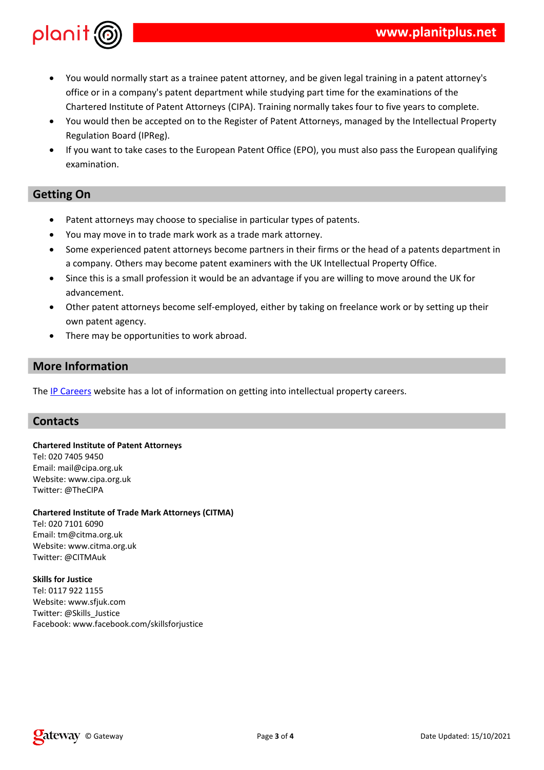- You would normally start as a trainee patent attorney, and be given legal training in a patent attorney's office or in a company's patent department while studying part time for the examinations of the Chartered Institute of Patent Attorneys (CIPA). Training normally takes four to five years to complete.
- You would then be accepted on to the Register of Patent Attorneys, managed by the Intellectual Property Regulation Board (IPReg).
- If you want to take cases to the European Patent Office (EPO), you must also pass the European qualifying examination.

## Getting On

- Patent attorneys may choose to specialise in particular types of patents.
- You may move in to trade mark work as a trade mark attorney.
- Some experienced patent attorneys become partners in their firms or the head of a patents department in a company. Others may become patent examiners with the UK Intellectual Property Office.
- Since this is a small profession it would be an advantage if you are willing to move around the UK for advancement.
- Other patent attorneys become self-employed, either by taking on freelance work or by setting up their own patent agency.
- There may be opportunities to work abroad.

## More Information

The IP Careers website has a lot of information on getting into intellectual property careers.

## Contacts

**Chartered Institute of Patent Attorneys**
Tel: 020 7405 9450
Email: mail@cipa.org.uk
Website: www.cipa.org.uk
Twitter: @TheCIPA

**Chartered Institute of Trade Mark Attorneys (CITMA)**
Tel: 020 7101 6090
Email: tm@citma.org.uk
Website: www.citma.org.uk
Twitter: @CITMAuk

**Skills for Justice**
Tel: 0117 922 1155
Website: www.sfjuk.com
Twitter: @Skills_Justice
Facebook: www.facebook.com/skillsforjustice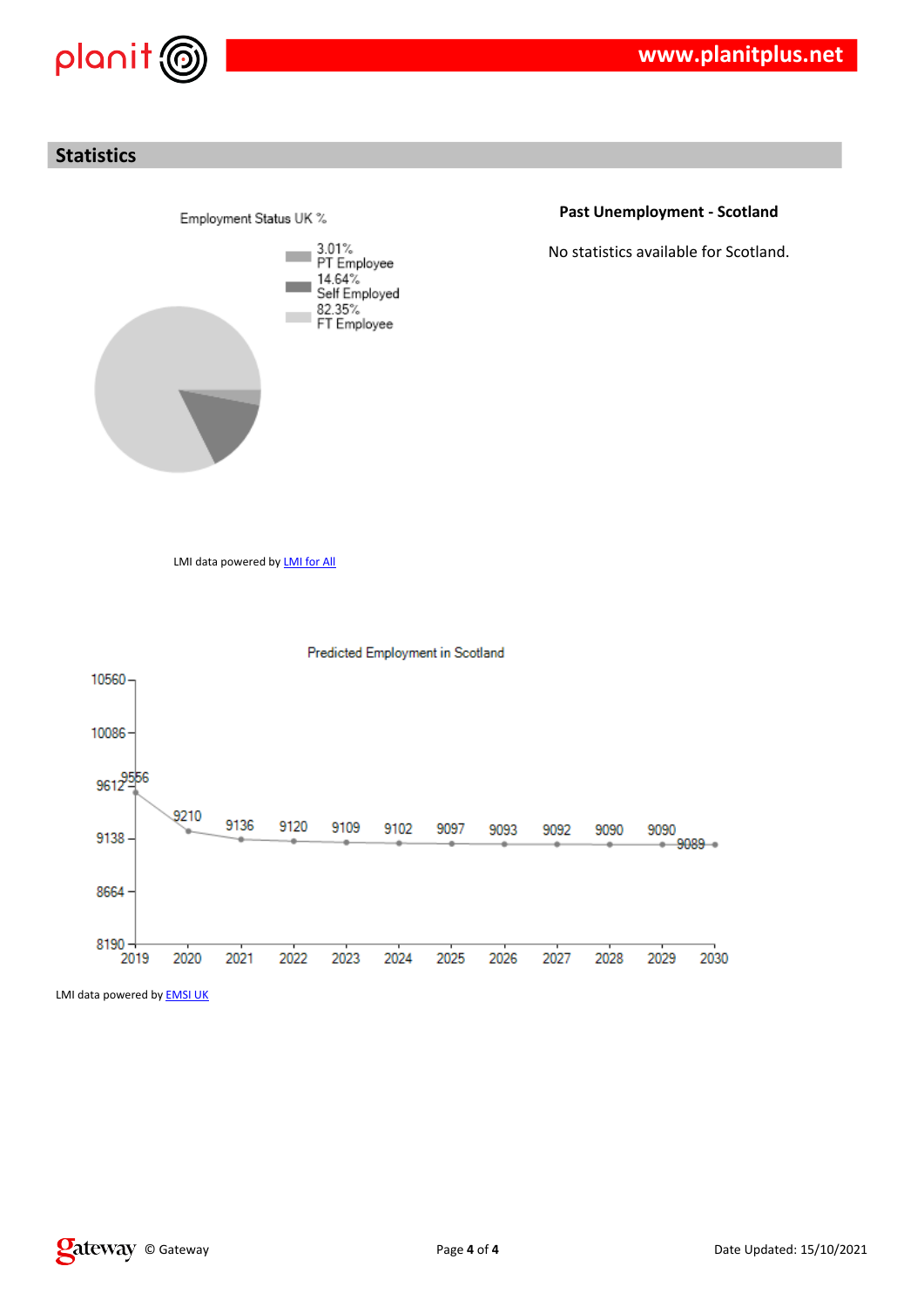## Statistics

Employment Status UK %

3.01%
PT Employee
14.64%
Self Employed
82.35%
FT Employee

LMI data powered by [LMI for All]

**Past Unemployment - Scotland**

No statistics available for Scotland.

Predicted Employment in Scotland

10560
10086
9612
9138
8664
8190

9556 9210 9136 9120 9109 9102 9097 9093 9092 9090 9090 9089

2019 2020 2021 2022 2023 2024 2025 2026 2027 2028 2029 2030

LMI data powered by [EMSI UK]